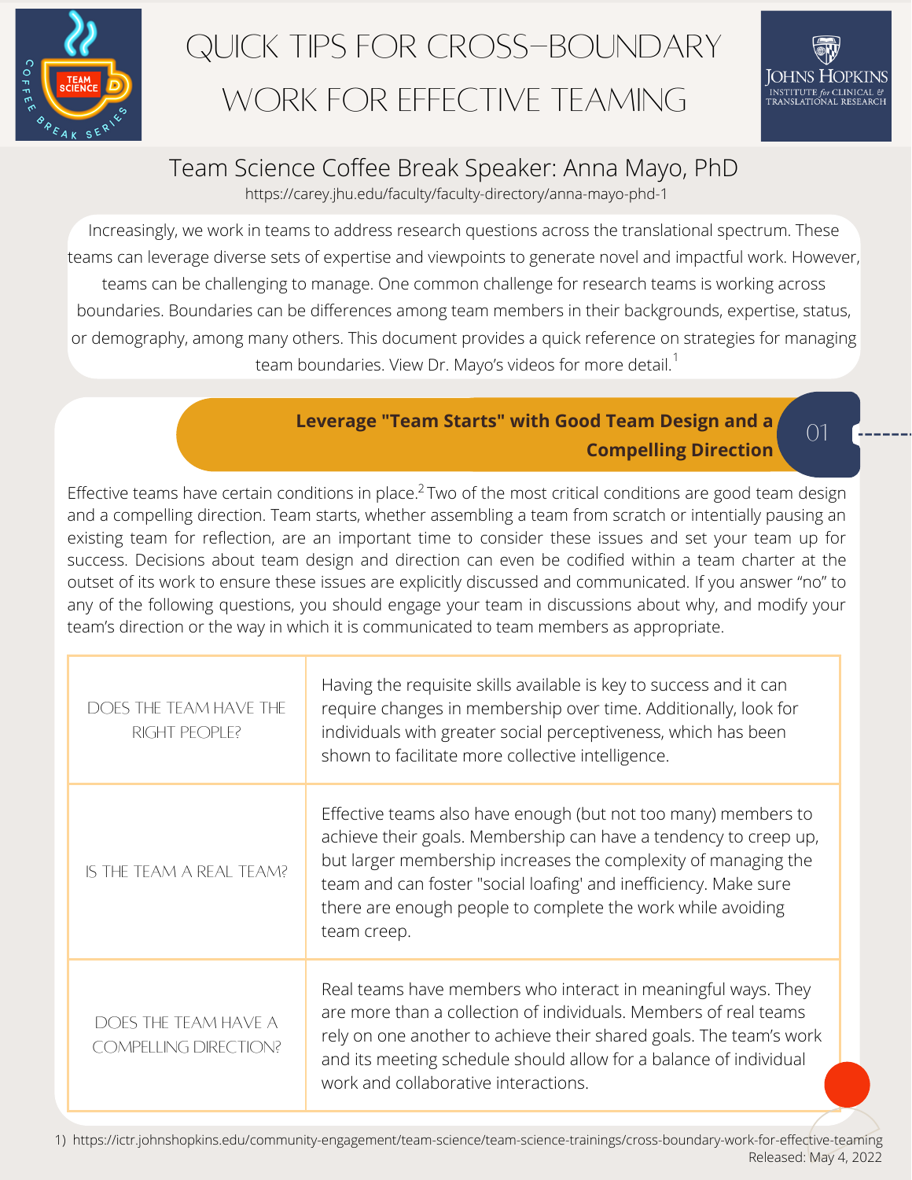# QUICK TIPS FOR CROSS-BOUNDARY WORK FOR EFFECTIVE TEAMING

## Team Science Coffee Break Speaker: Anna Mayo, PhD

https://carey.jhu.edu/faculty/faculty-directory/anna-mayo-phd-1

Increasingly, we work in teams to address research questions across the translational spectrum. These teams can leverage diverse sets of expertise and viewpoints to generate novel and impactful work. However, teams can be challenging to manage. One common challenge for research teams is working across boundaries. Boundaries can be differences among team members in their backgrounds, expertise, status, or demography, among many others. This document provides a quick reference on strategies for managing team boundaries. View Dr. Mayo's videos for more detail.[1]

## 01 Leverage "Team Starts" with Good Team Design and a Compelling Direction

Effective teams have certain conditions in place.[2] Two of the most critical conditions are good team design and a compelling direction. Team starts, whether assembling a team from scratch or intentially pausing an existing team for reflection, are an important time to consider these issues and set your team up for success. Decisions about team design and direction can even be codified within a team charter at the outset of its work to ensure these issues are explicitly discussed and communicated. If you answer "no" to any of the following questions, you should engage your team in discussions about why, and modify your team's direction or the way in which it is communicated to team members as appropriate.

| | |
|---|---|
| DOES THE TEAM HAVE THE RIGHT PEOPLE? | Having the requisite skills available is key to success and it can require changes in membership over time. Additionally, look for individuals with greater social perceptiveness, which has been shown to facilitate more collective intelligence. |
| IS THE TEAM A REAL TEAM? | Effective teams also have enough (but not too many) members to achieve their goals. Membership can have a tendency to creep up, but larger membership increases the complexity of managing the team and can foster "social loafing' and inefficiency. Make sure there are enough people to complete the work while avoiding team creep. |
| DOES THE TEAM HAVE A COMPELLING DIRECTION? | Real teams have members who interact in meaningful ways. They are more than a collection of individuals. Members of real teams rely on one another to achieve their shared goals. The team's work and its meeting schedule should allow for a balance of individual work and collaborative interactions. |

1) https://ictr.johnshopkins.edu/community-engagement/team-science/team-science-trainings/cross-boundary-work-for-effective-teaming

Released: May 4, 2022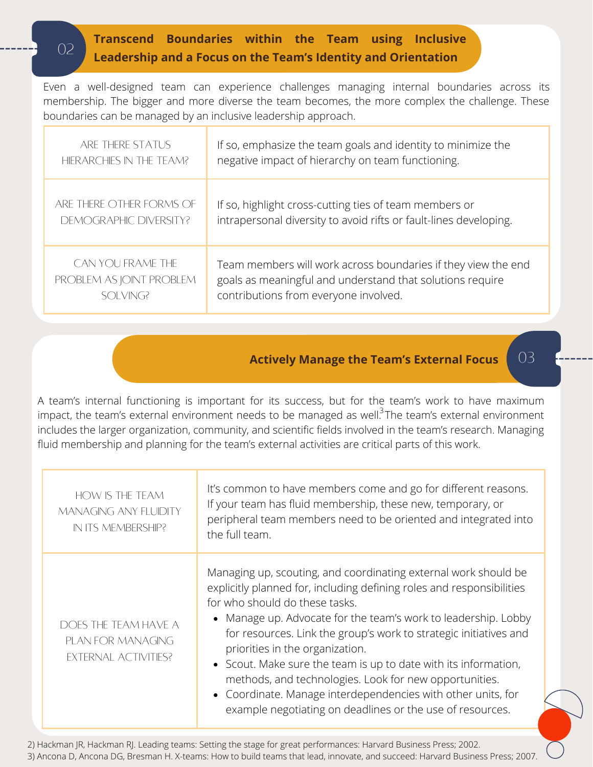## 02 Transcend Boundaries within the Team using Inclusive Leadership and a Focus on the Team's Identity and Orientation

Even a well-designed team can experience challenges managing internal boundaries across its membership. The bigger and more diverse the team becomes, the more complex the challenge. These boundaries can be managed by an inclusive leadership approach.

| | |
|---|---|
| ARE THERE STATUS HIERARCHIES IN THE TEAM? | If so, emphasize the team goals and identity to minimize the negative impact of hierarchy on team functioning. |
| ARE THERE OTHER FORMS OF DEMOGRAPHIC DIVERSITY? | If so, highlight cross-cutting ties of team members or intrapersonal diversity to avoid rifts or fault-lines developing. |
| CAN YOU FRAME THE PROBLEM AS JOINT PROBLEM SOLVING? | Team members will work across boundaries if they view the end goals as meaningful and understand that solutions require contributions from everyone involved. |

## 03 Actively Manage the Team's External Focus

A team's internal functioning is important for its success, but for the team's work to have maximum impact, the team's external environment needs to be managed as well.[3] The team's external environment includes the larger organization, community, and scientific fields involved in the team's research. Managing fluid membership and planning for the team's external activities are critical parts of this work.

| | |
|---|---|
| HOW IS THE TEAM MANAGING ANY FLUIDITY IN ITS MEMBERSHIP? | It's common to have members come and go for different reasons. If your team has fluid membership, these new, temporary, or peripheral team members need to be oriented and integrated into the full team. |
| DOES THE TEAM HAVE A PLAN FOR MANAGING EXTERNAL ACTIVITIES? | Managing up, scouting, and coordinating external work should be explicitly planned for, including defining roles and responsibilities for who should do these tasks.<br>• Manage up. Advocate for the team's work to leadership. Lobby for resources. Link the group's work to strategic initiatives and priorities in the organization.<br>• Scout. Make sure the team is up to date with its information, methods, and technologies. Look for new opportunities.<br>• Coordinate. Manage interdependencies with other units, for example negotiating on deadlines or the use of resources. |

2) Hackman JR, Hackman RJ. Leading teams: Setting the stage for great performances: Harvard Business Press; 2002.
3) Ancona D, Ancona DG, Bresman H. X-teams: How to build teams that lead, innovate, and succeed: Harvard Business Press; 2007.